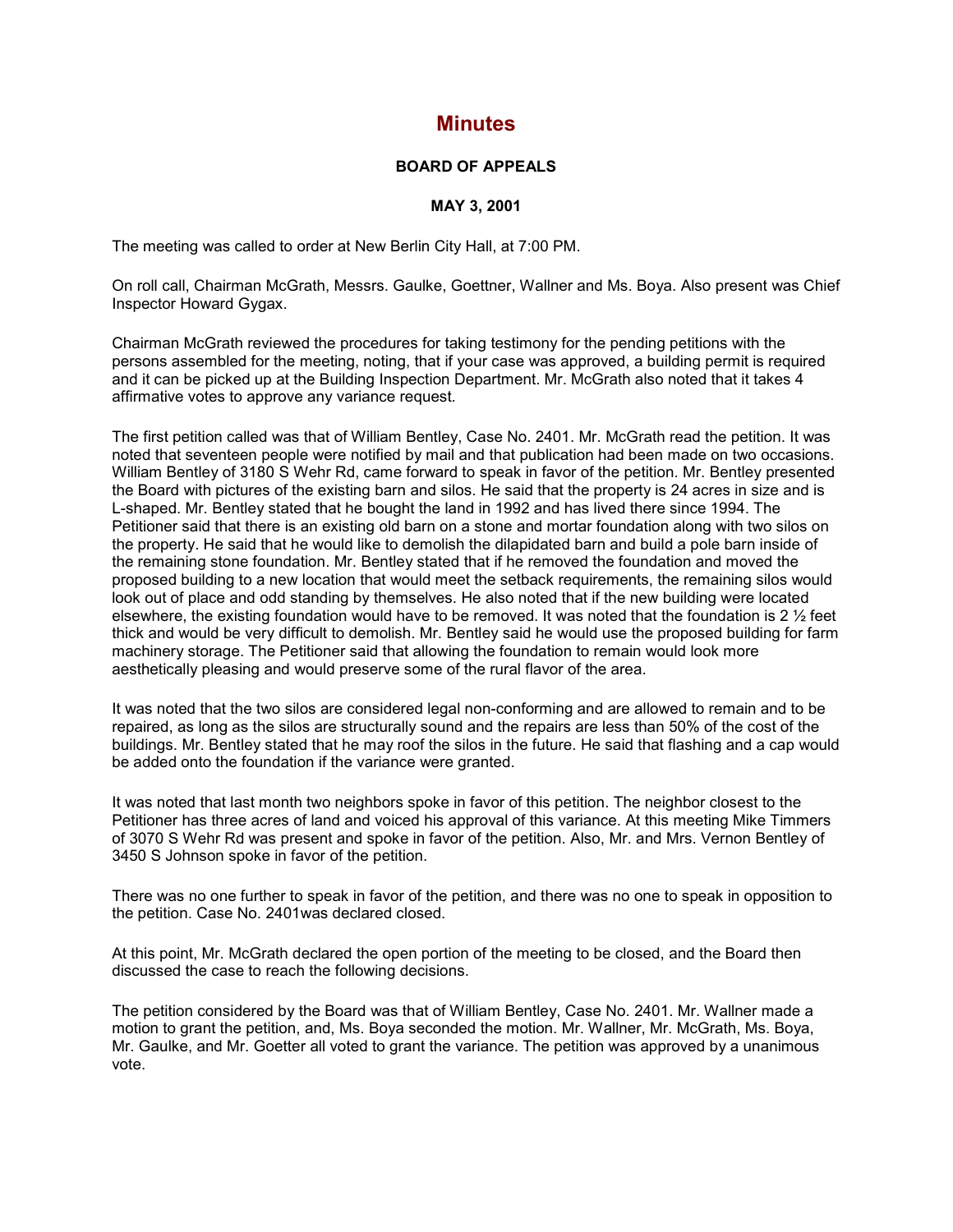# Minutes

**BOARD OF APPEALS**

**MAY 3, 2001**

The meeting was called to order at New Berlin City Hall, at 7:00 PM.

On roll call, Chairman McGrath, Messrs. Gaulke, Goettner, Wallner and Ms. Boya. Also present was Chief Inspector Howard Gygax.

Chairman McGrath reviewed the procedures for taking testimony for the pending petitions with the persons assembled for the meeting, noting, that if your case was approved, a building permit is required and it can be picked up at the Building Inspection Department. Mr. McGrath also noted that it takes 4 affirmative votes to approve any variance request.

The first petition called was that of William Bentley, Case No. 2401. Mr. McGrath read the petition. It was noted that seventeen people were notified by mail and that publication had been made on two occasions. William Bentley of 3180 S Wehr Rd, came forward to speak in favor of the petition. Mr. Bentley presented the Board with pictures of the existing barn and silos. He said that the property is 24 acres in size and is L-shaped. Mr. Bentley stated that he bought the land in 1992 and has lived there since 1994. The Petitioner said that there is an existing old barn on a stone and mortar foundation along with two silos on the property. He said that he would like to demolish the dilapidated barn and build a pole barn inside of the remaining stone foundation. Mr. Bentley stated that if he removed the foundation and moved the proposed building to a new location that would meet the setback requirements, the remaining silos would look out of place and odd standing by themselves. He also noted that if the new building were located elsewhere, the existing foundation would have to be removed. It was noted that the foundation is 2 ½ feet thick and would be very difficult to demolish. Mr. Bentley said he would use the proposed building for farm machinery storage. The Petitioner said that allowing the foundation to remain would look more aesthetically pleasing and would preserve some of the rural flavor of the area.

It was noted that the two silos are considered legal non-conforming and are allowed to remain and to be repaired, as long as the silos are structurally sound and the repairs are less than 50% of the cost of the buildings. Mr. Bentley stated that he may roof the silos in the future. He said that flashing and a cap would be added onto the foundation if the variance were granted.

It was noted that last month two neighbors spoke in favor of this petition. The neighbor closest to the Petitioner has three acres of land and voiced his approval of this variance. At this meeting Mike Timmers of 3070 S Wehr Rd was present and spoke in favor of the petition. Also, Mr. and Mrs. Vernon Bentley of 3450 S Johnson spoke in favor of the petition.

There was no one further to speak in favor of the petition, and there was no one to speak in opposition to the petition. Case No. 2401was declared closed.

At this point, Mr. McGrath declared the open portion of the meeting to be closed, and the Board then discussed the case to reach the following decisions.

The petition considered by the Board was that of William Bentley, Case No. 2401. Mr. Wallner made a motion to grant the petition, and, Ms. Boya seconded the motion. Mr. Wallner, Mr. McGrath, Ms. Boya, Mr. Gaulke, and Mr. Goetter all voted to grant the variance. The petition was approved by a unanimous vote.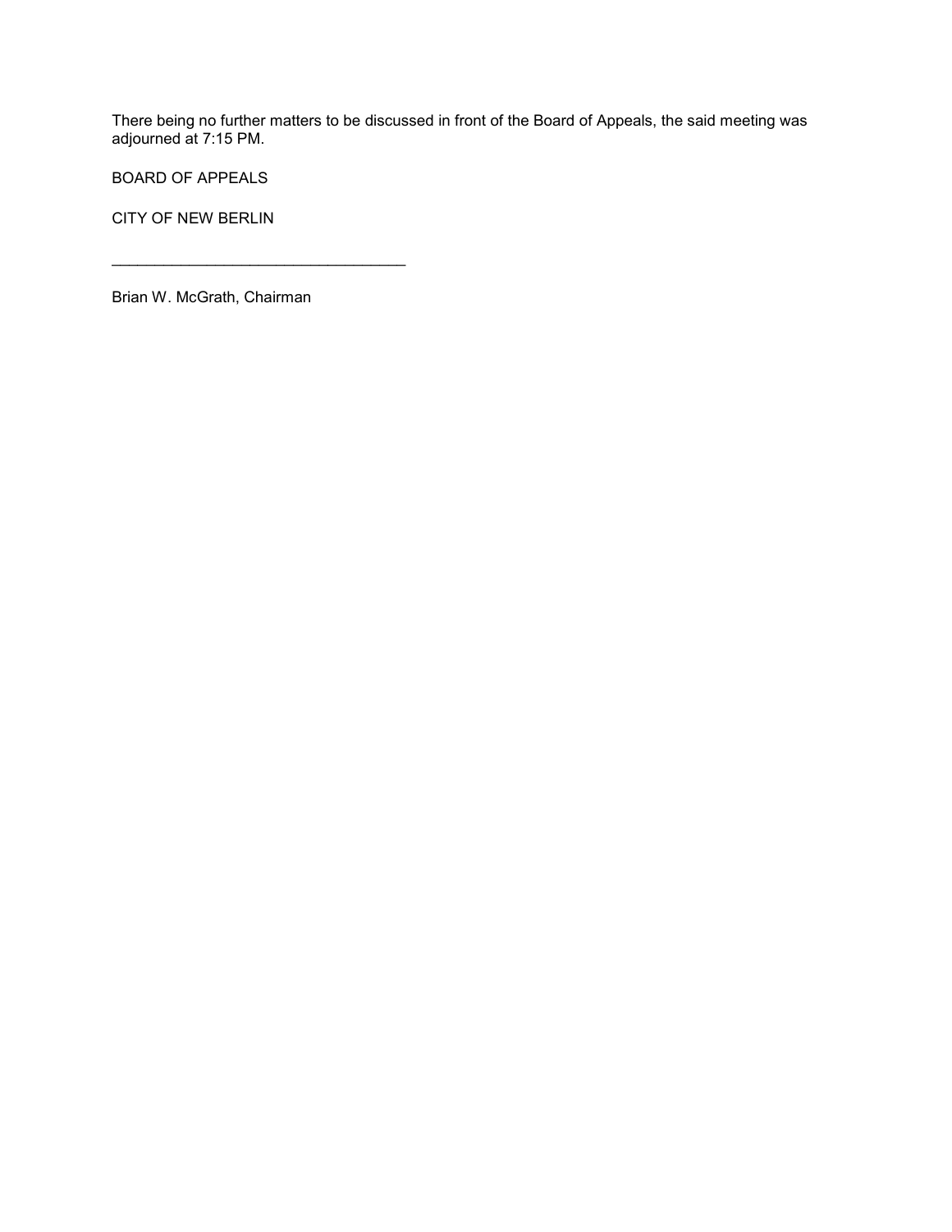There being no further matters to be discussed in front of the Board of Appeals, the said meeting was adjourned at 7:15 PM.

BOARD OF APPEALS

CITY OF NEW BERLIN

___________________________________

Brian W. McGrath, Chairman